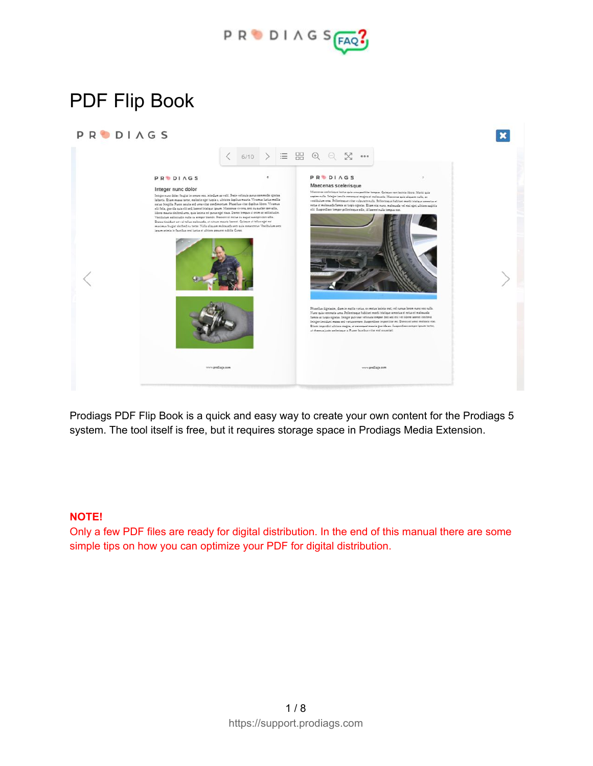# PDF Flip Book

Prodiags PDF Flip Book is a quick and easy way to create your own content for the Prodiags 5 system. The tool itself is free, but it requires storage space in Prodiags Media Extension.

**NOTE!**
Only a few PDF files are ready for digital distribution. In the end of this manual there are some simple tips on how you can optimize your PDF for digital distribution.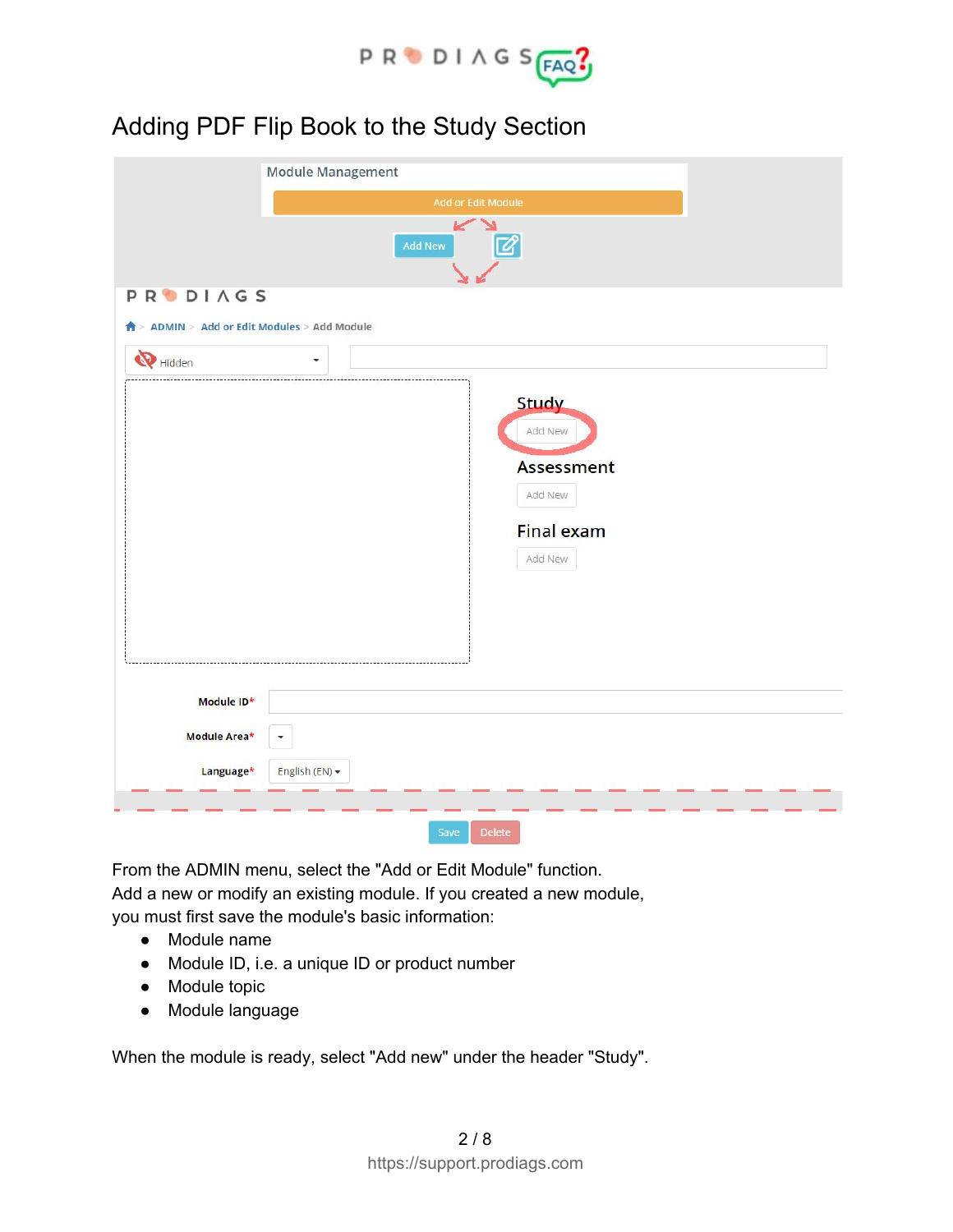# Adding PDF Flip Book to the Study Section

From the ADMIN menu, select the "Add or Edit Module" function.
Add a new or modify an existing module. If you created a new module, you must first save the module's basic information:

- Module name
- Module ID, i.e. a unique ID or product number
- Module topic
- Module language

When the module is ready, select "Add new" under the header "Study".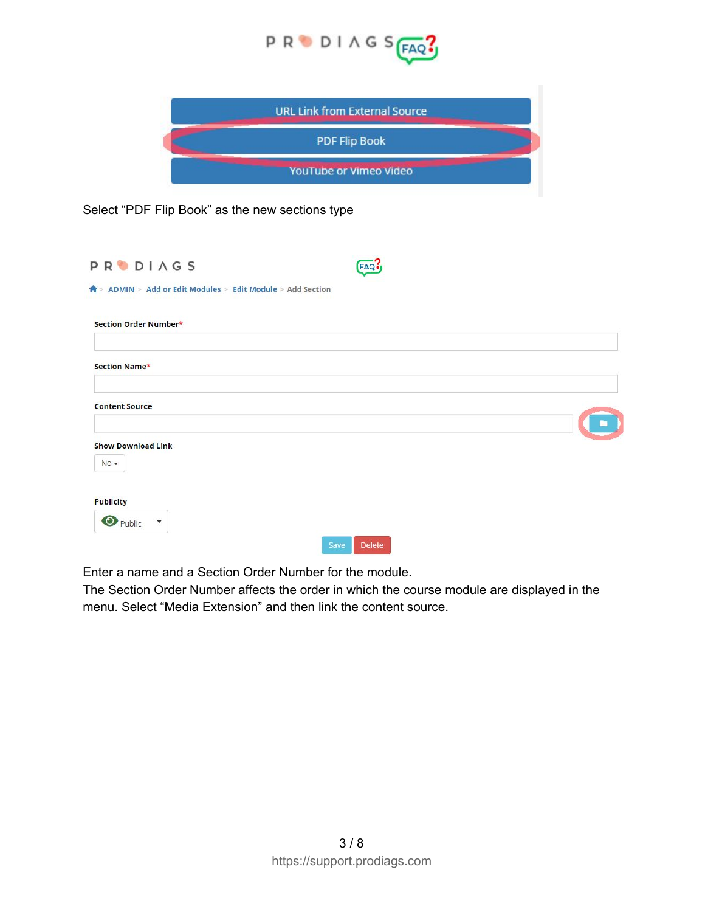URL Link from External Source

PDF Flip Book

YouTube or Vimeo Video

Select “PDF Flip Book” as the new sections type

ADMIN > Add or Edit Modules > Edit Module > Add Section

Section Order Number*

Section Name*

Content Source

Show Download Link

No

Publicity

Public

Save Delete

Enter a name and a Section Order Number for the module.
The Section Order Number affects the order in which the course module are displayed in the menu. Select “Media Extension” and then link the content source.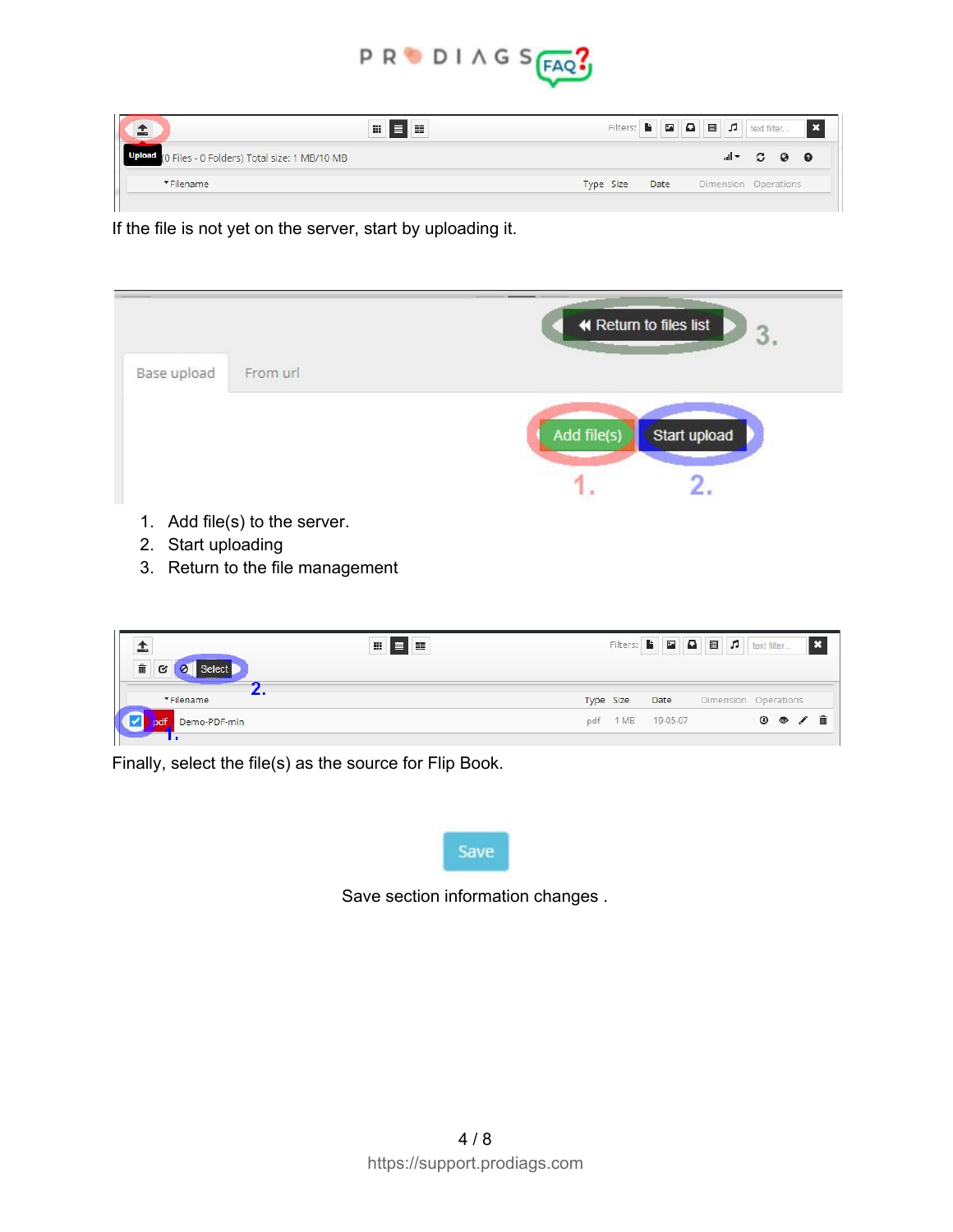If the file is not yet on the server, start by uploading it.

1. Add file(s) to the server.
2. Start uploading
3. Return to the file management

Finally, select the file(s) as the source for Flip Book.

Save section information changes .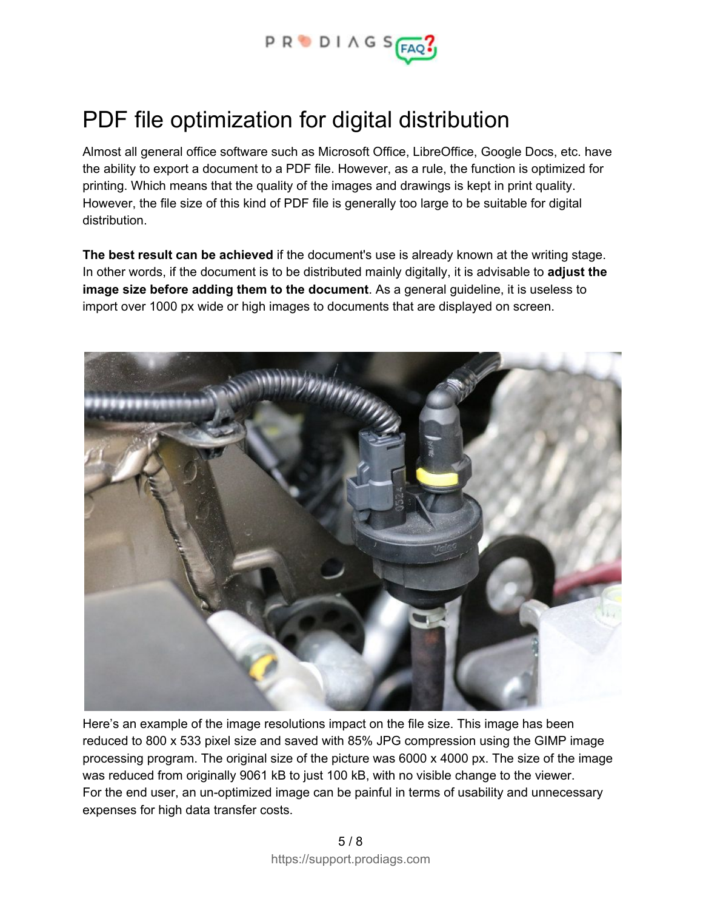# PDF file optimization for digital distribution

Almost all general office software such as Microsoft Office, LibreOffice, Google Docs, etc. have the ability to export a document to a PDF file. However, as a rule, the function is optimized for printing. Which means that the quality of the images and drawings is kept in print quality. However, the file size of this kind of PDF file is generally too large to be suitable for digital distribution.

**The best result can be achieved** if the document's use is already known at the writing stage. In other words, if the document is to be distributed mainly digitally, it is advisable to **adjust the image size before adding them to the document**. As a general guideline, it is useless to import over 1000 px wide or high images to documents that are displayed on screen.

Here's an example of the image resolutions impact on the file size. This image has been reduced to 800 x 533 pixel size and saved with 85% JPG compression using the GIMP image processing program. The original size of the picture was 6000 x 4000 px. The size of the image was reduced from originally 9061 kB to just 100 kB, with no visible change to the viewer.
For the end user, an un-optimized image can be painful in terms of usability and unnecessary expenses for high data transfer costs.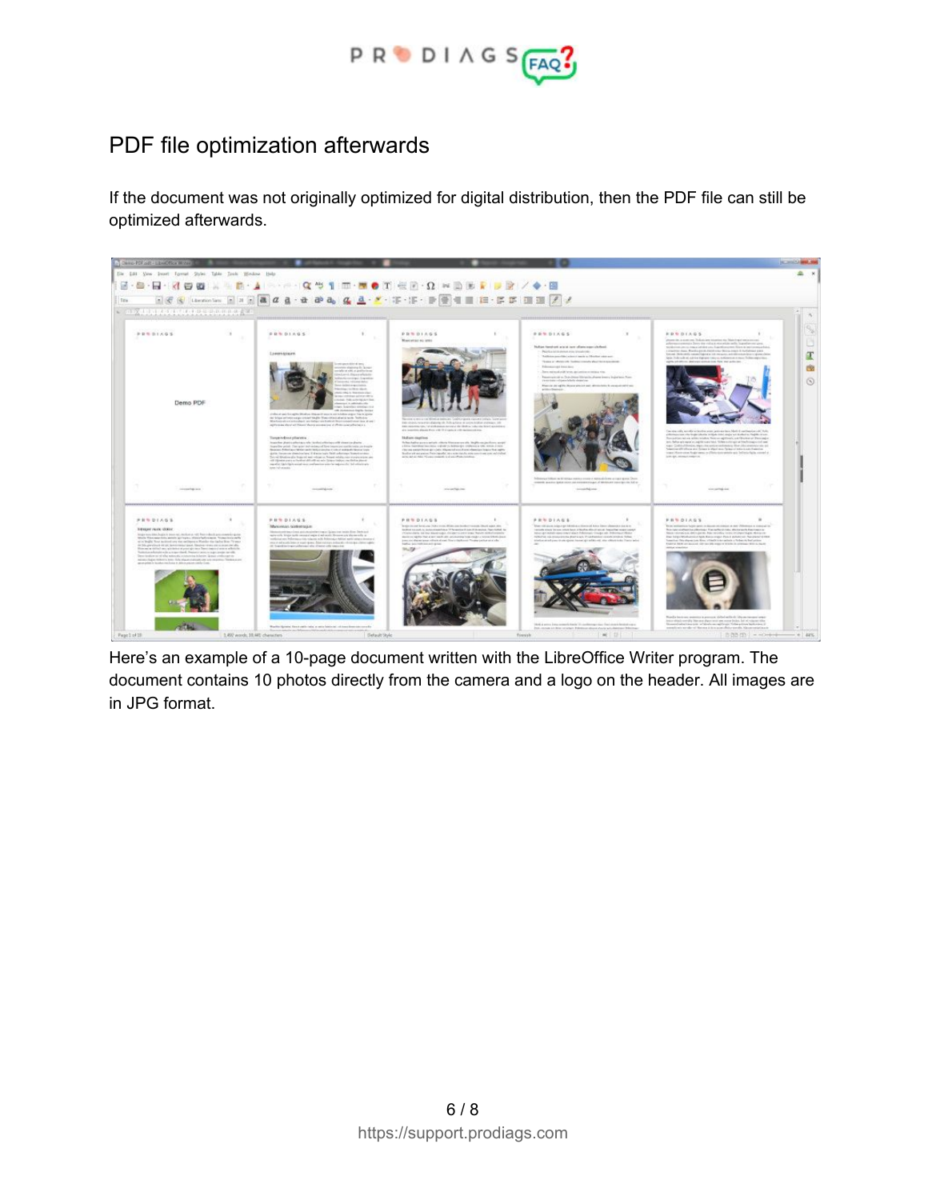## PDF file optimization afterwards

If the document was not originally optimized for digital distribution, then the PDF file can still be optimized afterwards.

Here's an example of a 10-page document written with the LibreOffice Writer program. The document contains 10 photos directly from the camera and a logo on the header. All images are in JPG format.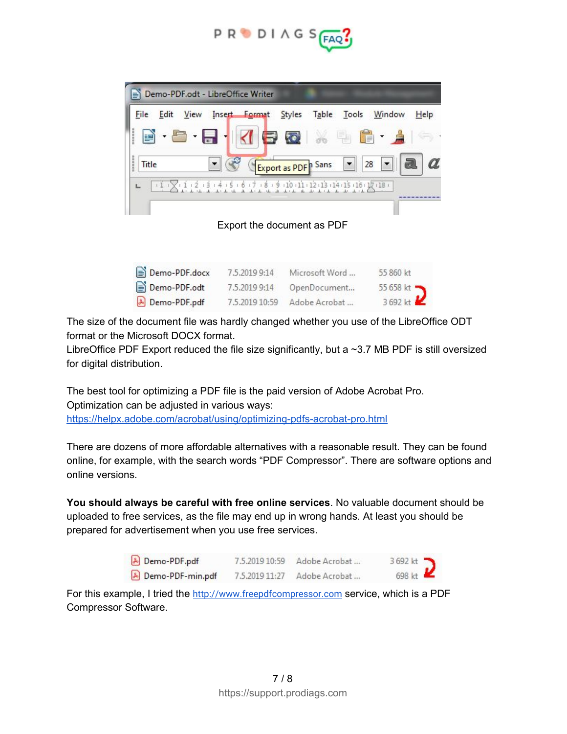Export the document as PDF

The size of the document file was hardly changed whether you use of the LibreOffice ODT format or the Microsoft DOCX format.
LibreOffice PDF Export reduced the file size significantly, but a ~3.7 MB PDF is still oversized for digital distribution.

The best tool for optimizing a PDF file is the paid version of Adobe Acrobat Pro. Optimization can be adjusted in various ways:
https://helpx.adobe.com/acrobat/using/optimizing-pdfs-acrobat-pro.html

There are dozens of more affordable alternatives with a reasonable result. They can be found online, for example, with the search words "PDF Compressor". There are software options and online versions.

**You should always be careful with free online services**. No valuable document should be uploaded to free services, as the file may end up in wrong hands. At least you should be prepared for advertisement when you use free services.

For this example, I tried the http://www.freepdfcompressor.com service, which is a PDF Compressor Software.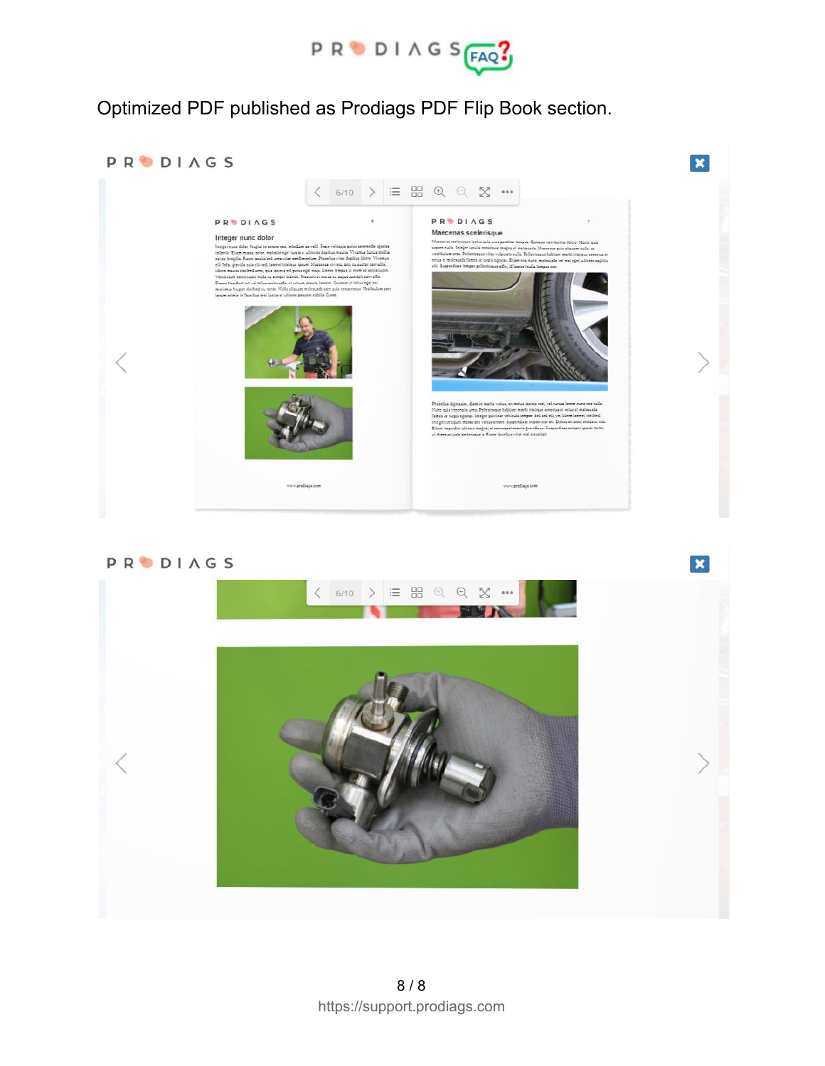Optimized PDF published as Prodiags PDF Flip Book section.